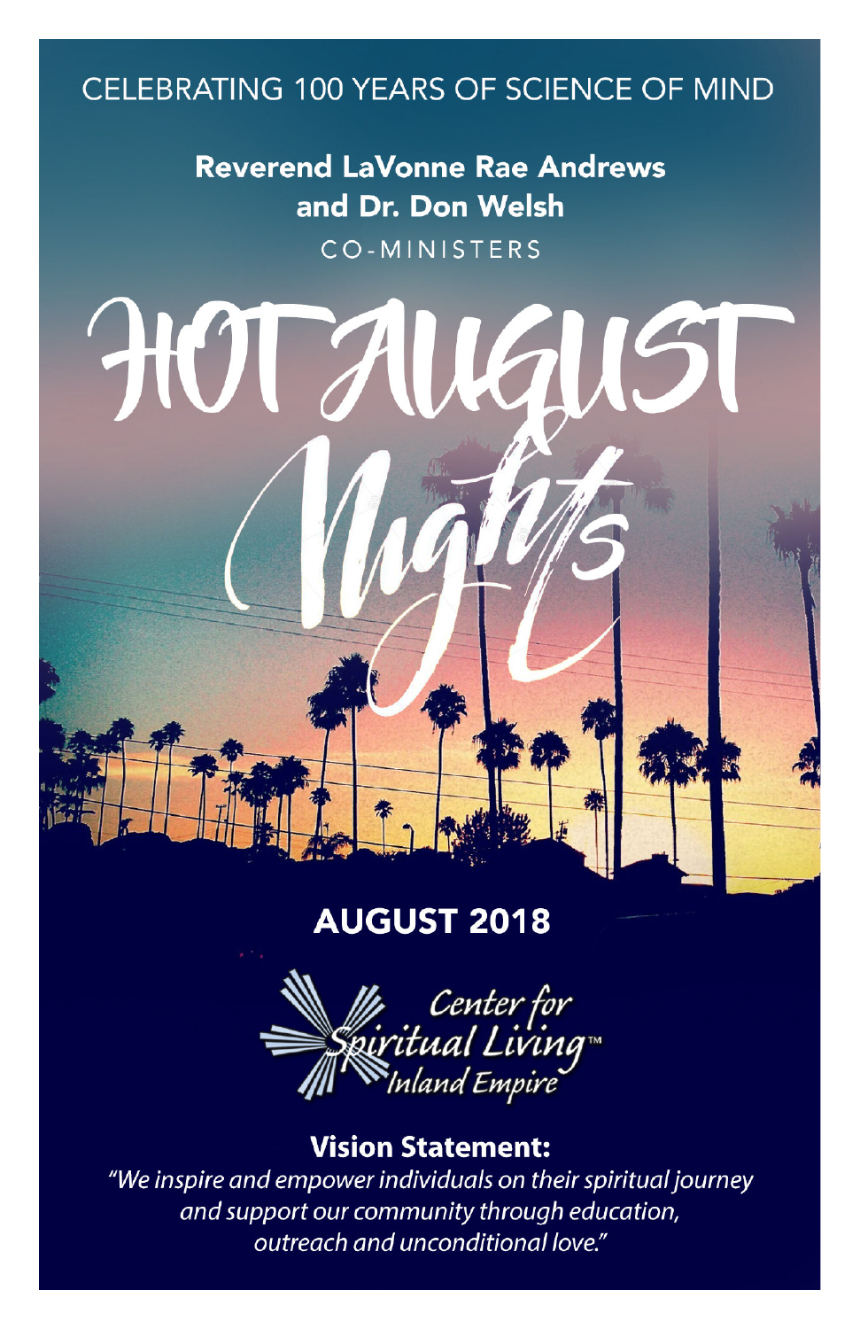CELEBRATING 100 YEARS OF SCIENCE OF MIND

**Reverend LaVonne Rae Andrews**
**and Dr. Don Welsh**

CO-MINISTERS

# HOT AUGUST Nights

## AUGUST 2018

Center for Spiritual Living™ Inland Empire

**Vision Statement:**

*"We inspire and empower individuals on their spiritual journey and support our community through education, outreach and unconditional love."*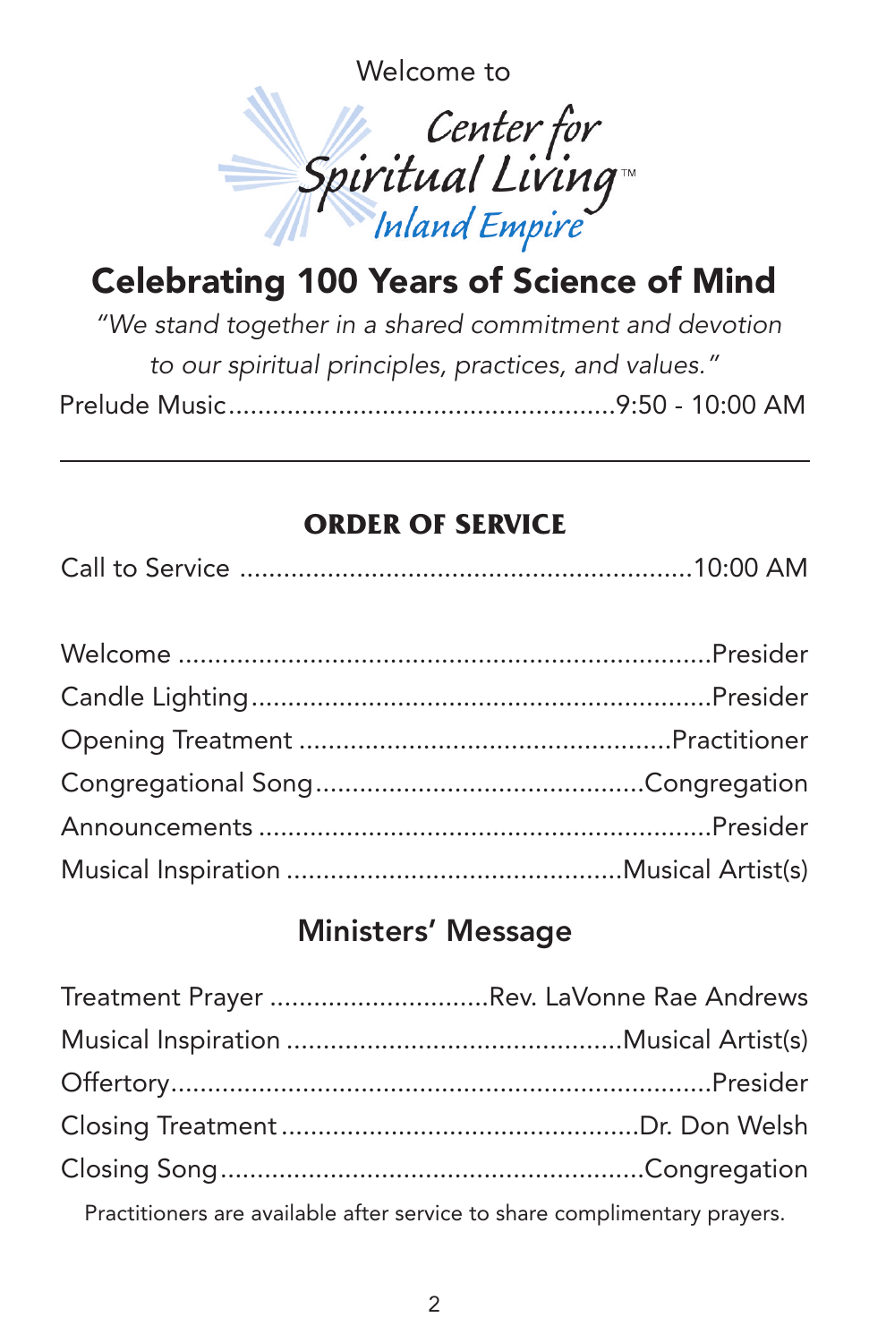Welcome to

Center for Spiritual Living™ Inland Empire

# Celebrating 100 Years of Science of Mind

*"We stand together in a shared commitment and devotion to our spiritual principles, practices, and values."*

Prelude Music....................................................9:50 - 10:00 AM

---

## ORDER OF SERVICE

Call to Service ..............................................................10:00 AM

Welcome ........................................................................Presider
Candle Lighting..............................................................Presider
Opening Treatment ..................................................Practitioner
Congregational Song............................................Congregation
Announcements .............................................................Presider
Musical Inspiration .............................................Musical Artist(s)

## Ministers' Message

Treatment Prayer ..............................Rev. LaVonne Rae Andrews
Musical Inspiration .............................................Musical Artist(s)
Offertory.........................................................................Presider
Closing Treatment .................................................Dr. Don Welsh
Closing Song.........................................................Congregation

Practitioners are available after service to share complimentary prayers.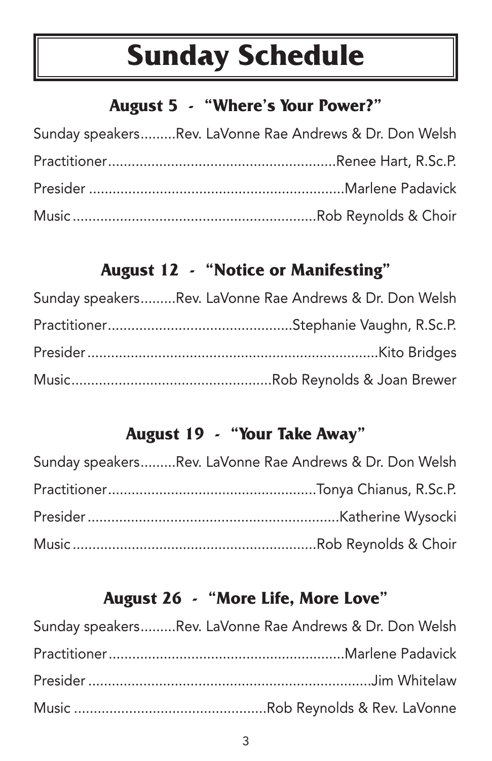# Sunday Schedule

## August 5 - "Where's Your Power?"

Sunday speakers.........Rev. LaVonne Rae Andrews & Dr. Don Welsh

Practitioner.........................................................Renee Hart, R.Sc.P.

Presider ................................................................Marlene Padavick

Music .............................................................Rob Reynolds & Choir

## August 12 - "Notice or Manifesting"

Sunday speakers.........Rev. LaVonne Rae Andrews & Dr. Don Welsh

Practitioner..............................................Stephanie Vaughn, R.Sc.P.

Presider ..........................................................................Kito Bridges

Music..................................................Rob Reynolds & Joan Brewer

## August 19 - "Your Take Away"

Sunday speakers.........Rev. LaVonne Rae Andrews & Dr. Don Welsh

Practitioner....................................................Tonya Chianus, R.Sc.P.

Presider ...............................................................Katherine Wysocki

Music .............................................................Rob Reynolds & Choir

## August 26 - "More Life, More Love"

Sunday speakers.........Rev. LaVonne Rae Andrews & Dr. Don Welsh

Practitioner...........................................................Marlene Padavick

Presider .......................................................................Jim Whitelaw

Music ................................................Rob Reynolds & Rev. LaVonne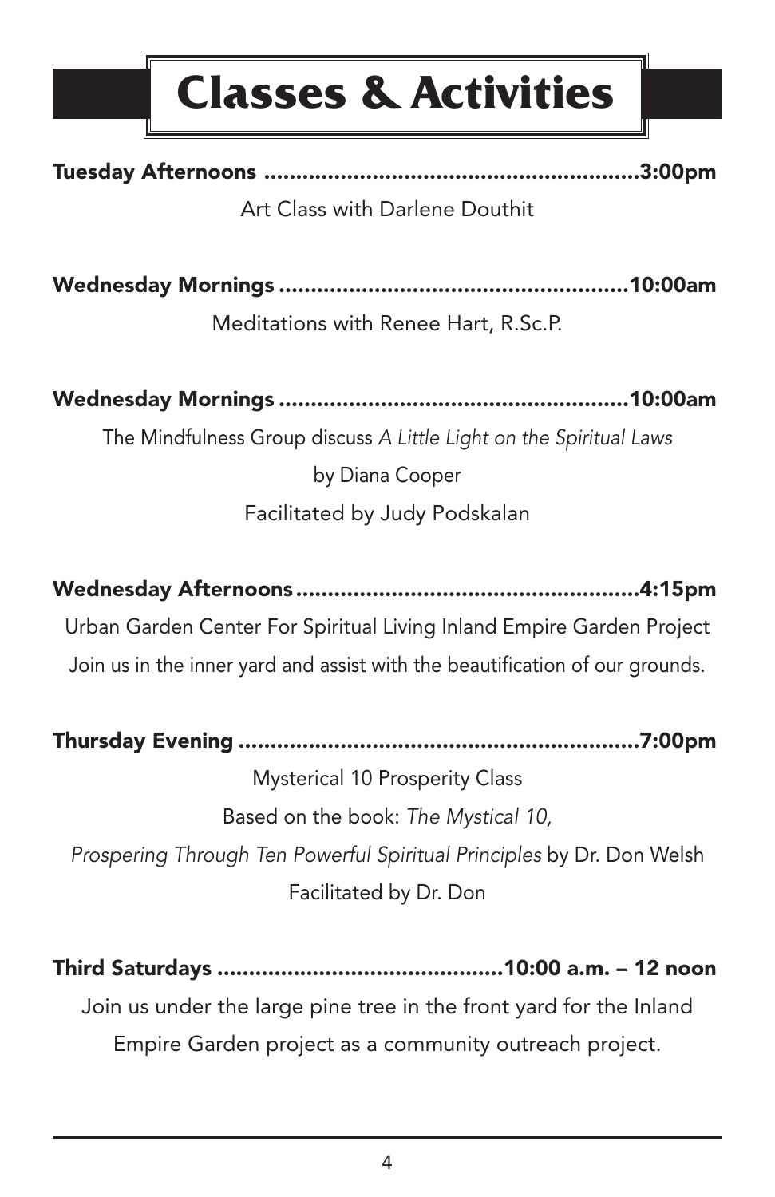# Classes & Activities

**Tuesday Afternoons ............................................................3:00pm**

Art Class with Darlene Douthit

**Wednesday Mornings .......................................................10:00am**

Meditations with Renee Hart, R.Sc.P.

**Wednesday Mornings .......................................................10:00am**

The Mindfulness Group discuss *A Little Light on the Spiritual Laws*

by Diana Cooper

Facilitated by Judy Podskalan

**Wednesday Afternoons......................................................4:15pm**

Urban Garden Center For Spiritual Living Inland Empire Garden Project

Join us in the inner yard and assist with the beautification of our grounds.

**Thursday Evening ...............................................................7:00pm**

Mysterical 10 Prosperity Class

Based on the book: *The Mystical 10,*

*Prospering Through Ten Powerful Spiritual Principles* by Dr. Don Welsh

Facilitated by Dr. Don

**Third Saturdays .............................................10:00 a.m. – 12 noon**

Join us under the large pine tree in the front yard for the Inland Empire Garden project as a community outreach project.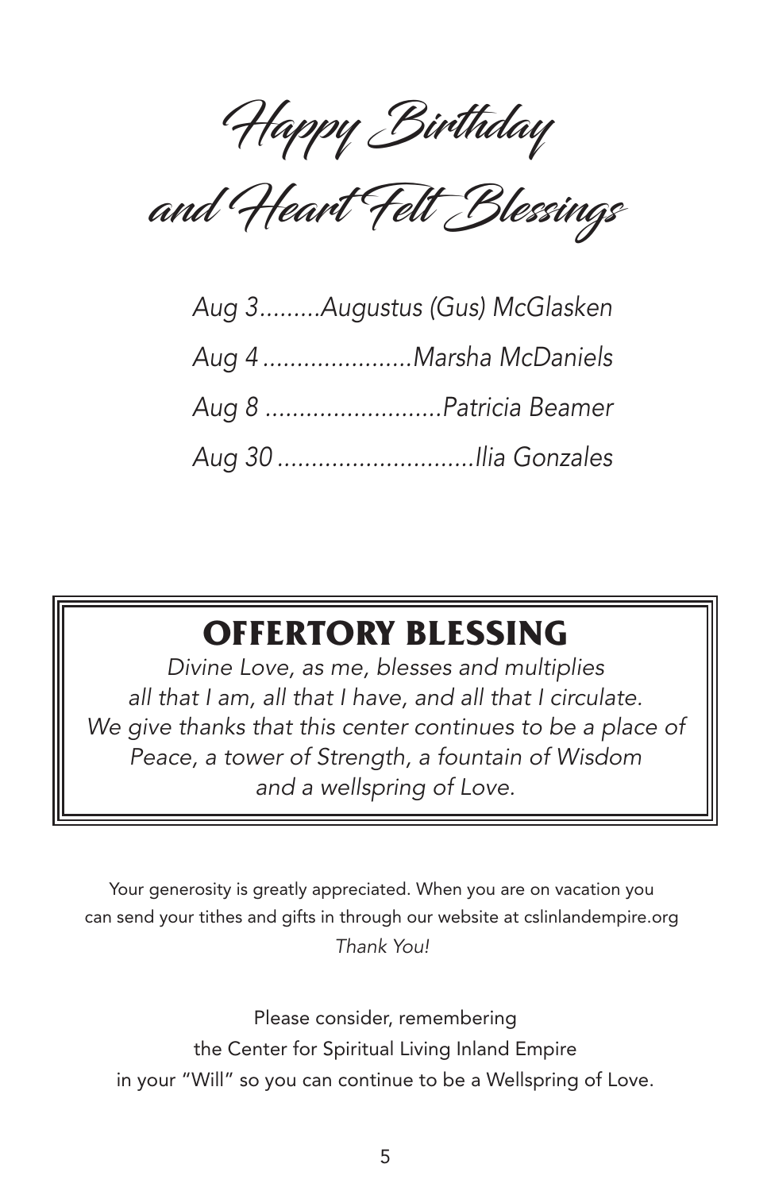# Happy Birthday and Heart Felt Blessings

*Aug 3.........Augustus (Gus) McGlasken*

*Aug 4......................Marsha McDaniels*

*Aug 8 ..........................Patricia Beamer*

*Aug 30 .............................Ilia Gonzales*

## OFFERTORY BLESSING

*Divine Love, as me, blesses and multiplies all that I am, all that I have, and all that I circulate. We give thanks that this center continues to be a place of Peace, a tower of Strength, a fountain of Wisdom and a wellspring of Love.*

Your generosity is greatly appreciated. When you are on vacation you can send your tithes and gifts in through our website at cslinlandempire.org *Thank You!*

Please consider, remembering the Center for Spiritual Living Inland Empire in your "Will" so you can continue to be a Wellspring of Love.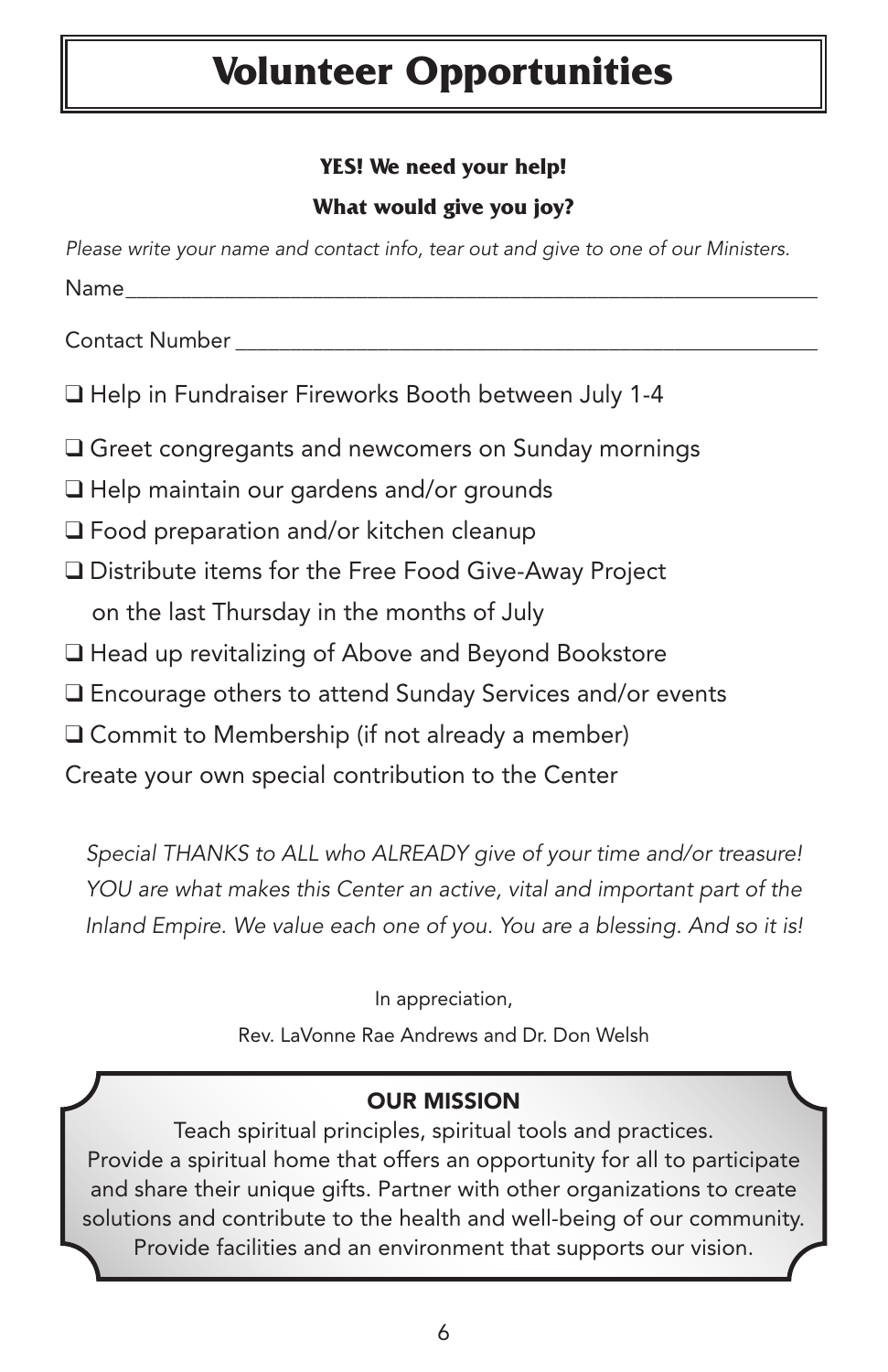# Volunteer Opportunities

**YES! We need your help!**

**What would give you joy?**

*Please write your name and contact info, tear out and give to one of our Ministers.*

Name_______________________________________________________________

Contact Number _____________________________________________________

- ❑ Help in Fundraiser Fireworks Booth between July 1-4
- ❑ Greet congregants and newcomers on Sunday mornings
- ❑ Help maintain our gardens and/or grounds
- ❑ Food preparation and/or kitchen cleanup
- ❑ Distribute items for the Free Food Give-Away Project on the last Thursday in the months of July
- ❑ Head up revitalizing of Above and Beyond Bookstore
- ❑ Encourage others to attend Sunday Services and/or events
- ❑ Commit to Membership (if not already a member)

Create your own special contribution to the Center

*Special THANKS to ALL who ALREADY give of your time and/or treasure! YOU are what makes this Center an active, vital and important part of the Inland Empire. We value each one of you. You are a blessing. And so it is!*

In appreciation,

Rev. LaVonne Rae Andrews and Dr. Don Welsh

**OUR MISSION**

Teach spiritual principles, spiritual tools and practices. Provide a spiritual home that offers an opportunity for all to participate and share their unique gifts. Partner with other organizations to create solutions and contribute to the health and well-being of our community. Provide facilities and an environment that supports our vision.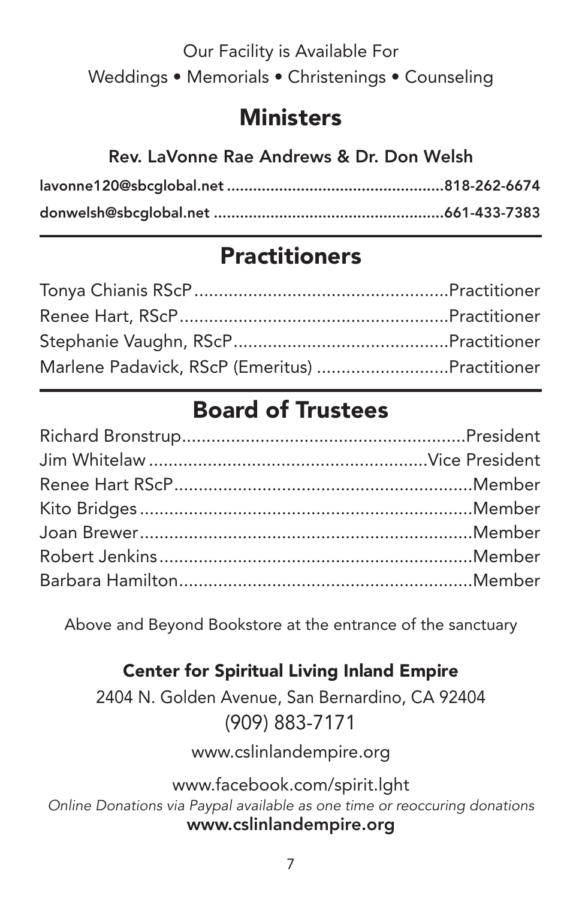Our Facility is Available For
Weddings • Memorials • Christenings • Counseling

## Ministers

**Rev. LaVonne Rae Andrews & Dr. Don Welsh**

**lavonne120@sbcglobal.net ..................................................818-262-6674**

**donwelsh@sbcglobal.net .....................................................661-433-7383**

## Practitioners

Tonya Chianis RScP....................................................Practitioner
Renee Hart, RScP........................................................Practitioner
Stephanie Vaughn, RScP.............................................Practitioner
Marlene Padavick, RScP (Emeritus) ...........................Practitioner

## Board of Trustees

Richard Bronstrup..........................................................President
Jim Whitelaw .........................................................Vice President
Renee Hart RScP.............................................................Member
Kito Bridges ....................................................................Member
Joan Brewer....................................................................Member
Robert Jenkins................................................................Member
Barbara Hamilton...........................................................Member

Above and Beyond Bookstore at the entrance of the sanctuary

**Center for Spiritual Living Inland Empire**

2404 N. Golden Avenue, San Bernardino, CA 92404
(909) 883-7171
www.cslinlandempire.org

www.facebook.com/spirit.lght
*Online Donations via Paypal available as one time or reoccuring donations*
**www.cslinlandempire.org**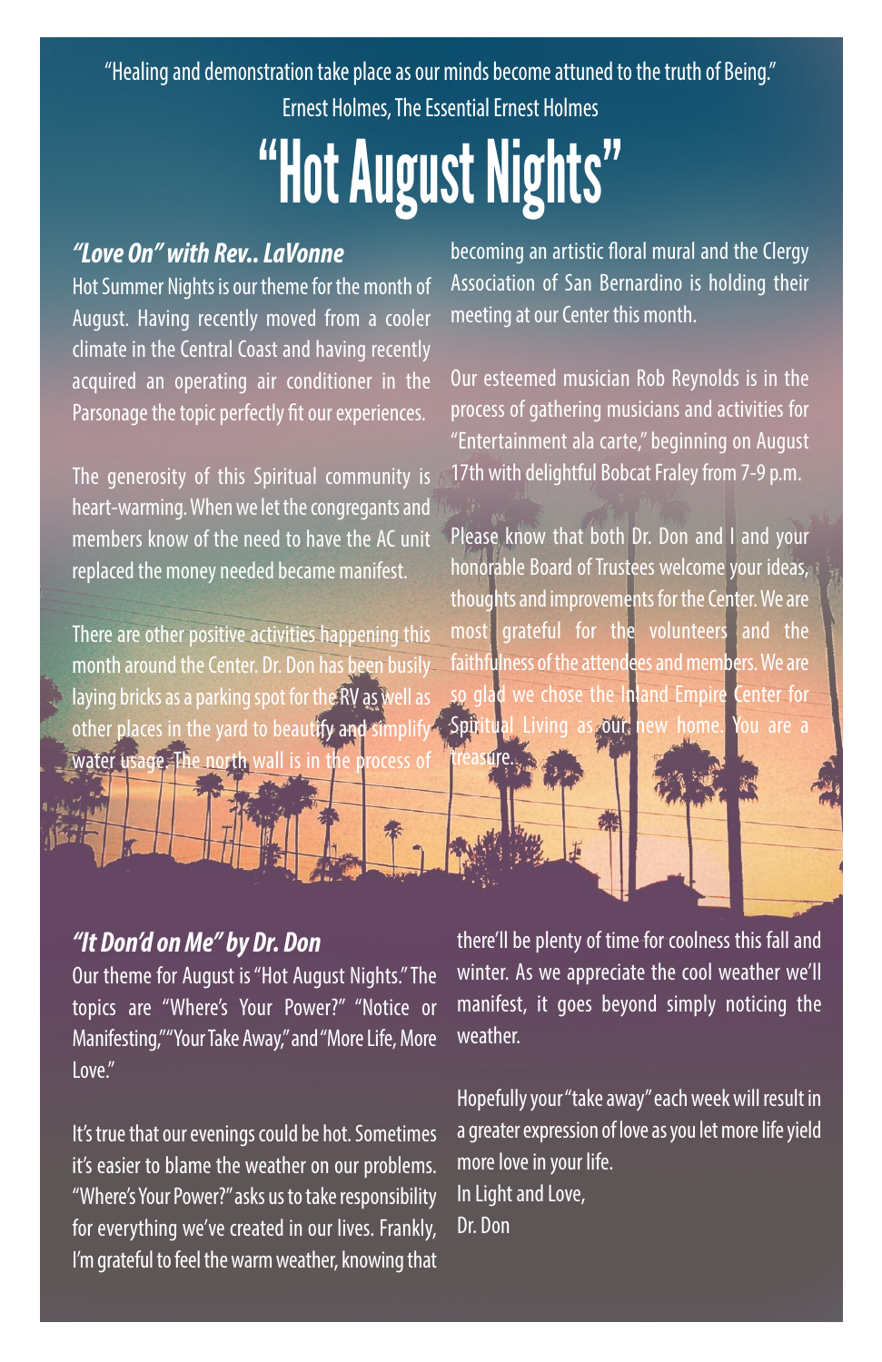"Healing and demonstration take place as our minds become attuned to the truth of Being."
Ernest Holmes, The Essential Ernest Holmes

# "Hot August Nights"

### *"Love On" with Rev.. LaVonne*

Hot Summer Nights is our theme for the month of August. Having recently moved from a cooler climate in the Central Coast and having recently acquired an operating air conditioner in the Parsonage the topic perfectly fit our experiences.

The generosity of this Spiritual community is heart-warming. When we let the congregants and members know of the need to have the AC unit replaced the money needed became manifest.

There are other positive activities happening this month around the Center. Dr. Don has been busily laying bricks as a parking spot for the RV as well as other places in the yard to beautify and simplify water usage. The north wall is in the process of becoming an artistic floral mural and the Clergy Association of San Bernardino is holding their meeting at our Center this month.

Our esteemed musician Rob Reynolds is in the process of gathering musicians and activities for "Entertainment ala carte," beginning on August 17th with delightful Bobcat Fraley from 7-9 p.m.

Please know that both Dr. Don and I and your honorable Board of Trustees welcome your ideas, thoughts and improvements for the Center. We are most grateful for the volunteers and the faithfulness of the attendees and members. We are so glad we chose the Inland Empire Center for Spiritual Living as our new home. You are a treasure.

### *"It Don'd on Me" by Dr. Don*

Our theme for August is "Hot August Nights." The topics are "Where's Your Power?" "Notice or Manifesting," "Your Take Away," and "More Life, More Love."

It's true that our evenings could be hot. Sometimes it's easier to blame the weather on our problems. "Where's Your Power?" asks us to take responsibility for everything we've created in our lives. Frankly, I'm grateful to feel the warm weather, knowing that there'll be plenty of time for coolness this fall and winter. As we appreciate the cool weather we'll manifest, it goes beyond simply noticing the weather.

Hopefully your "take away" each week will result in a greater expression of love as you let more life yield more love in your life.

In Light and Love,
Dr. Don